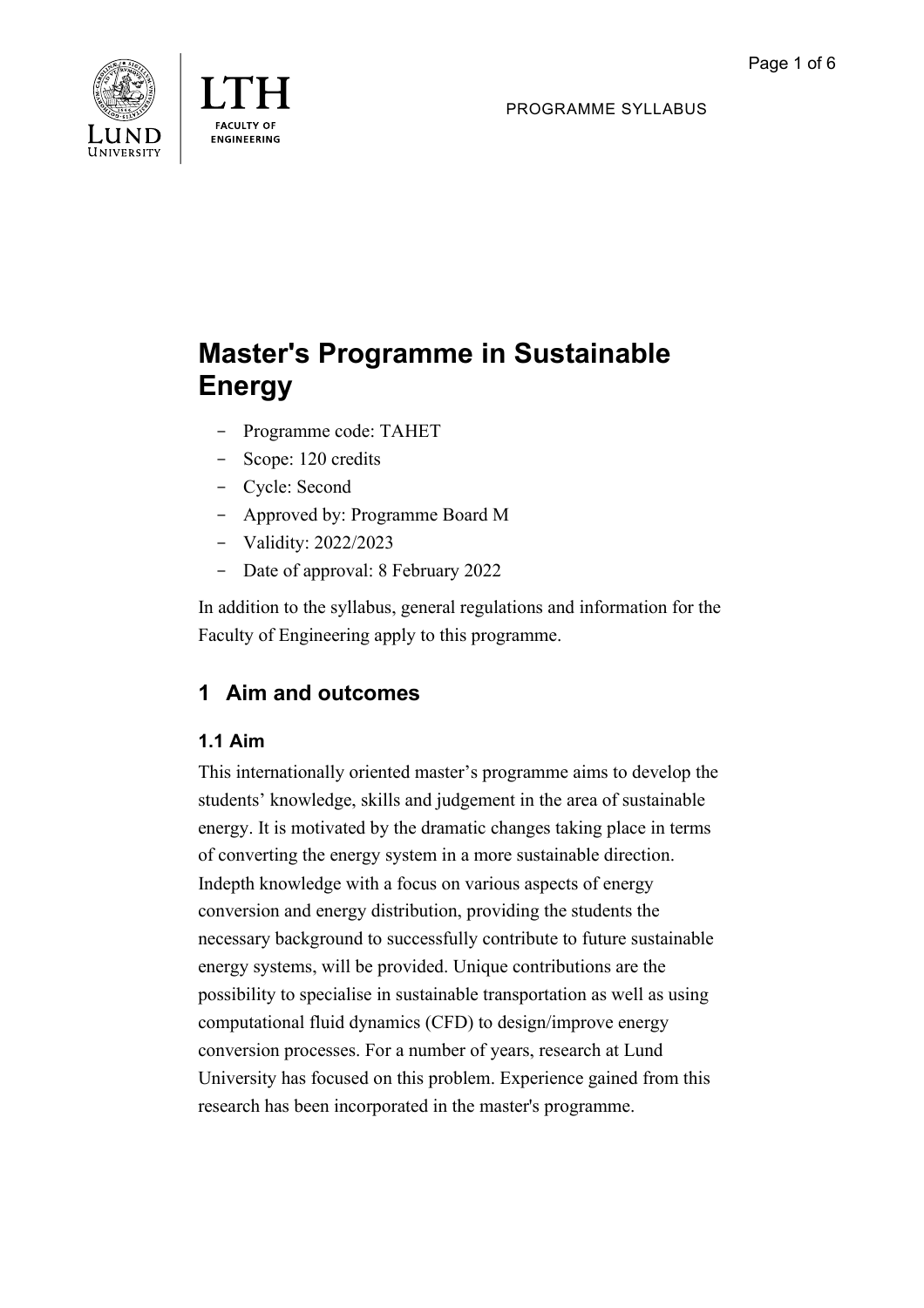PROGRAMME SYLLABUS

# Master's Programme in Sustainable Energy

- Programme code: TAHET
- Scope: 120 credits
- Cycle: Second
- Approved by: Programme Board M
- Validity: 2022/2023
- Date of approval: 8 February 2022

In addition to the syllabus, general regulations and information for the Faculty of Engineering apply to this programme.

## 1 Aim and outcomes

### 1.1 Aim

This internationally oriented master's programme aims to develop the students' knowledge, skills and judgement in the area of sustainable energy. It is motivated by the dramatic changes taking place in terms of converting the energy system in a more sustainable direction. Indepth knowledge with a focus on various aspects of energy conversion and energy distribution, providing the students the necessary background to successfully contribute to future sustainable energy systems, will be provided. Unique contributions are the possibility to specialise in sustainable transportation as well as using computational fluid dynamics (CFD) to design/improve energy conversion processes. For a number of years, research at Lund University has focused on this problem. Experience gained from this research has been incorporated in the master's programme.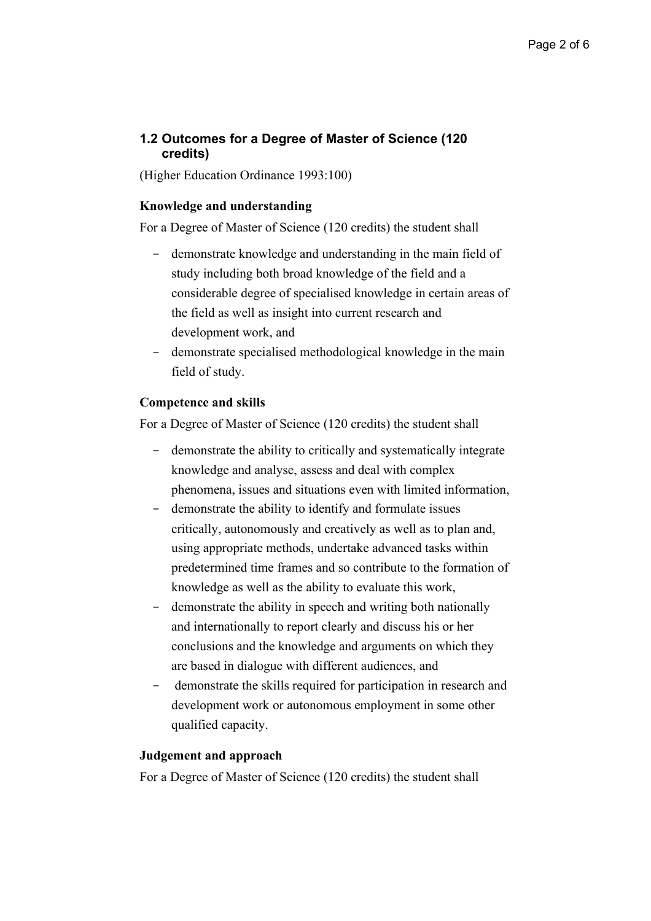## 1.2 Outcomes for a Degree of Master of Science (120 credits)

(Higher Education Ordinance 1993:100)

**Knowledge and understanding**

For a Degree of Master of Science (120 credits) the student shall

- demonstrate knowledge and understanding in the main field of study including both broad knowledge of the field and a considerable degree of specialised knowledge in certain areas of the field as well as insight into current research and development work, and
- demonstrate specialised methodological knowledge in the main field of study.

**Competence and skills**

For a Degree of Master of Science (120 credits) the student shall

- demonstrate the ability to critically and systematically integrate knowledge and analyse, assess and deal with complex phenomena, issues and situations even with limited information,
- demonstrate the ability to identify and formulate issues critically, autonomously and creatively as well as to plan and, using appropriate methods, undertake advanced tasks within predetermined time frames and so contribute to the formation of knowledge as well as the ability to evaluate this work,
- demonstrate the ability in speech and writing both nationally and internationally to report clearly and discuss his or her conclusions and the knowledge and arguments on which they are based in dialogue with different audiences, and
- demonstrate the skills required for participation in research and development work or autonomous employment in some other qualified capacity.

**Judgement and approach**

For a Degree of Master of Science (120 credits) the student shall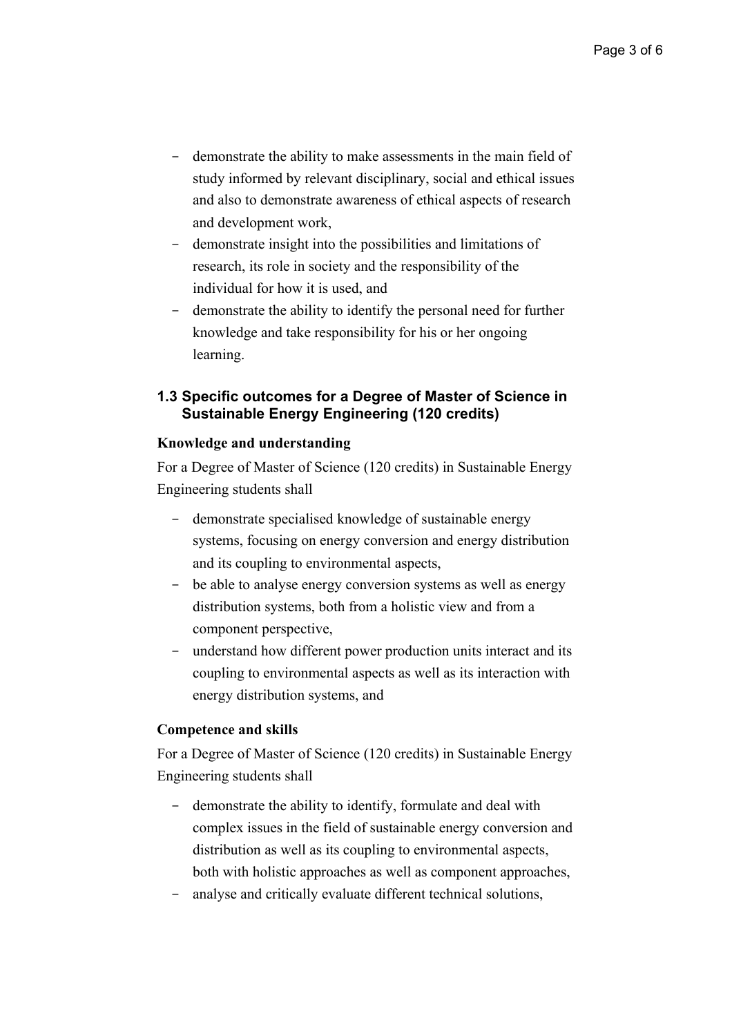- demonstrate the ability to make assessments in the main field of study informed by relevant disciplinary, social and ethical issues and also to demonstrate awareness of ethical aspects of research and development work,
- demonstrate insight into the possibilities and limitations of research, its role in society and the responsibility of the individual for how it is used, and
- demonstrate the ability to identify the personal need for further knowledge and take responsibility for his or her ongoing learning.

### 1.3 Specific outcomes for a Degree of Master of Science in Sustainable Energy Engineering (120 credits)

**Knowledge and understanding**

For a Degree of Master of Science (120 credits) in Sustainable Energy Engineering students shall

- demonstrate specialised knowledge of sustainable energy systems, focusing on energy conversion and energy distribution and its coupling to environmental aspects,
- be able to analyse energy conversion systems as well as energy distribution systems, both from a holistic view and from a component perspective,
- understand how different power production units interact and its coupling to environmental aspects as well as its interaction with energy distribution systems, and

**Competence and skills**

For a Degree of Master of Science (120 credits) in Sustainable Energy Engineering students shall

- demonstrate the ability to identify, formulate and deal with complex issues in the field of sustainable energy conversion and distribution as well as its coupling to environmental aspects, both with holistic approaches as well as component approaches,
- analyse and critically evaluate different technical solutions,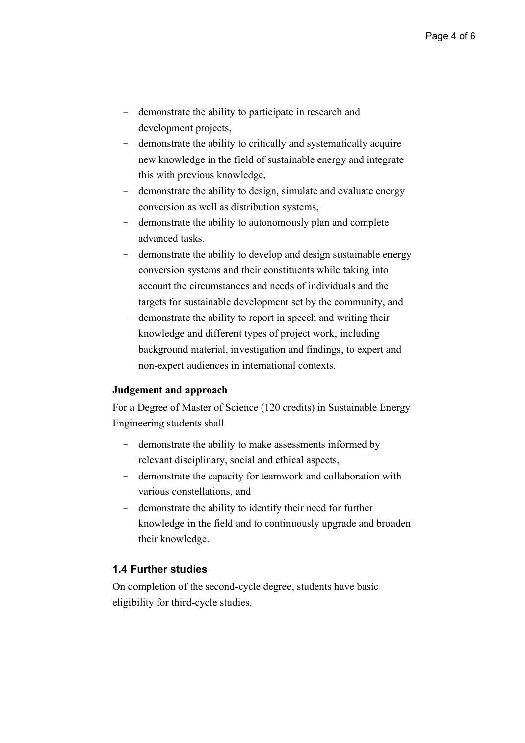- demonstrate the ability to participate in research and development projects,
- demonstrate the ability to critically and systematically acquire new knowledge in the field of sustainable energy and integrate this with previous knowledge,
- demonstrate the ability to design, simulate and evaluate energy conversion as well as distribution systems,
- demonstrate the ability to autonomously plan and complete advanced tasks,
- demonstrate the ability to develop and design sustainable energy conversion systems and their constituents while taking into account the circumstances and needs of individuals and the targets for sustainable development set by the community, and
- demonstrate the ability to report in speech and writing their knowledge and different types of project work, including background material, investigation and findings, to expert and non-expert audiences in international contexts.

**Judgement and approach**

For a Degree of Master of Science (120 credits) in Sustainable Energy Engineering students shall

- demonstrate the ability to make assessments informed by relevant disciplinary, social and ethical aspects,
- demonstrate the capacity for teamwork and collaboration with various constellations, and
- demonstrate the ability to identify their need for further knowledge in the field and to continuously upgrade and broaden their knowledge.

### 1.4 Further studies

On completion of the second-cycle degree, students have basic eligibility for third-cycle studies.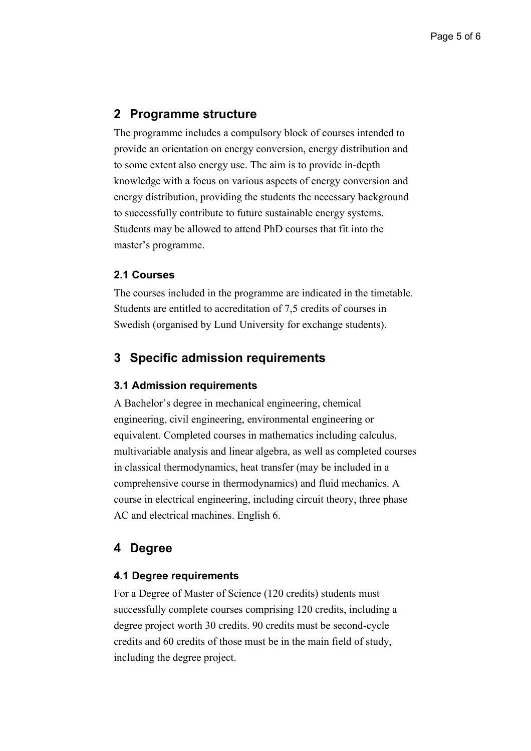## 2 Programme structure

The programme includes a compulsory block of courses intended to provide an orientation on energy conversion, energy distribution and to some extent also energy use. The aim is to provide in-depth knowledge with a focus on various aspects of energy conversion and energy distribution, providing the students the necessary background to successfully contribute to future sustainable energy systems. Students may be allowed to attend PhD courses that fit into the master's programme.

### 2.1 Courses

The courses included in the programme are indicated in the timetable. Students are entitled to accreditation of 7,5 credits of courses in Swedish (organised by Lund University for exchange students).

## 3 Specific admission requirements

### 3.1 Admission requirements

A Bachelor's degree in mechanical engineering, chemical engineering, civil engineering, environmental engineering or equivalent. Completed courses in mathematics including calculus, multivariable analysis and linear algebra, as well as completed courses in classical thermodynamics, heat transfer (may be included in a comprehensive course in thermodynamics) and fluid mechanics. A course in electrical engineering, including circuit theory, three phase AC and electrical machines. English 6.

## 4 Degree

### 4.1 Degree requirements

For a Degree of Master of Science (120 credits) students must successfully complete courses comprising 120 credits, including a degree project worth 30 credits. 90 credits must be second-cycle credits and 60 credits of those must be in the main field of study, including the degree project.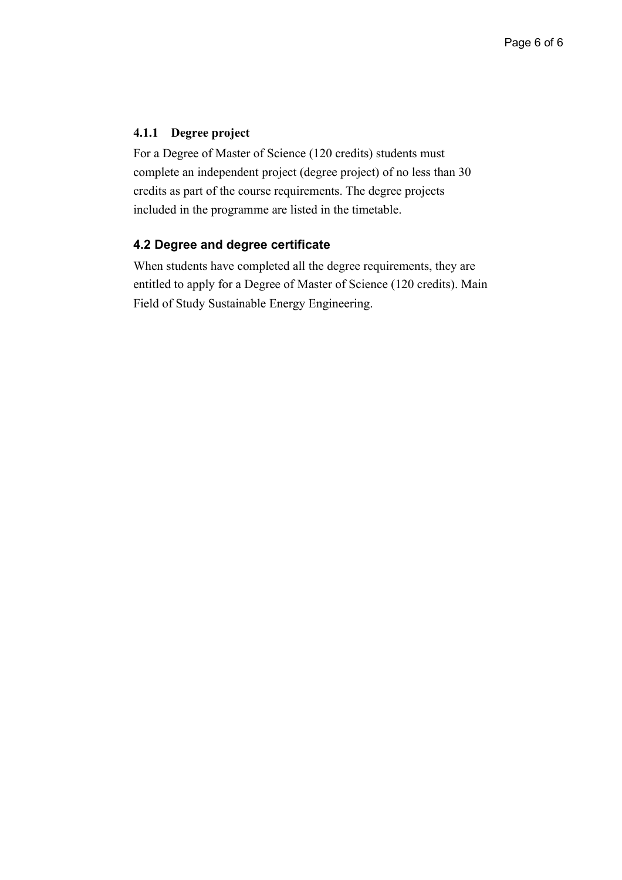#### 4.1.1 Degree project

For a Degree of Master of Science (120 credits) students must complete an independent project (degree project) of no less than 30 credits as part of the course requirements. The degree projects included in the programme are listed in the timetable.

### 4.2 Degree and degree certificate

When students have completed all the degree requirements, they are entitled to apply for a Degree of Master of Science (120 credits). Main Field of Study Sustainable Energy Engineering.